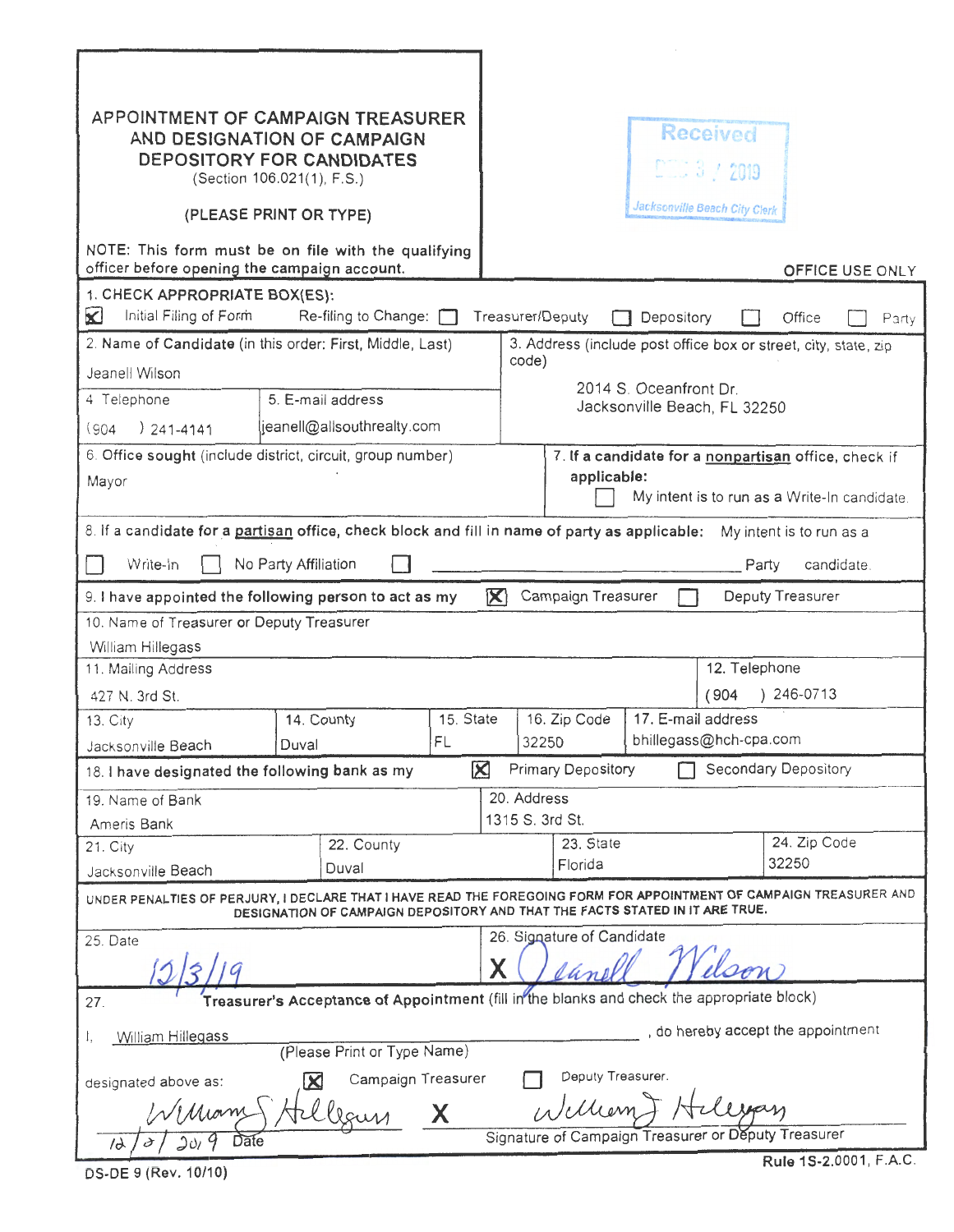# APPOINTMENT OF CAMPAIGN TREASURER AND DESIGNATION OF CAMPAIGN DEPOSITORY FOR CANDIDATES

(Section 106.021(1), F.S.)

(PLEASE PRINT OR TYPE)

NOTE: This form must be on file with the qualifying officer before opening the campaign account.

Received
DEC 3 / 2019
Jacksonville Beach City Clerk

OFFICE USE ONLY

**1. CHECK APPROPRIATE BOX(ES):**

[X] Initial Filing of Form   Re-filing to Change: [ ] Treasurer/Deputy [ ] Depository [ ] Office [ ] Party

**2. Name of Candidate** (in this order: First, Middle, Last)
Jeanell Wilson

3. Address (include post office box or street, city, state, zip code)
2014 S. Oceanfront Dr.
Jacksonville Beach, FL 32250

4. Telephone
(904 ) 241-4141

5. E-mail address
jeanell@allsouthrealty.com

**6. Office sought** (include district, circuit, group number)
Mayor

**7. If a candidate for a nonpartisan office, check if applicable:**
[ ] My intent is to run as a Write-In candidate.

8. If a candidate for a partisan office, check block and fill in name of party as applicable: My intent is to run as a
[ ] Write-In [ ] No Party Affiliation [ ] ________________ Party candidate.

**9. I have appointed the following person to act as my** [X] Campaign Treasurer [ ] Deputy Treasurer

10. Name of Treasurer or Deputy Treasurer
William Hillegass

11. Mailing Address
427 N. 3rd St.

12. Telephone
(904 ) 246-0713

| 13. City | 14. County | 15. State | 16. Zip Code | 17. E-mail address |
|---|---|---|---|---|
| Jacksonville Beach | Duval | FL | 32250 | bhillegass@hch-cpa.com |

**18. I have designated the following bank as my** [X] Primary Depository [ ] Secondary Depository

19. Name of Bank
Ameris Bank

20. Address
1315 S. 3rd St.

| 21. City | 22. County | 23. State | 24. Zip Code |
|---|---|---|---|
| Jacksonville Beach | Duval | Florida | 32250 |

UNDER PENALTIES OF PERJURY, I DECLARE THAT I HAVE READ THE FOREGOING FORM FOR APPOINTMENT OF CAMPAIGN TREASURER AND DESIGNATION OF CAMPAIGN DEPOSITORY AND THAT THE FACTS STATED IN IT ARE TRUE.

25. Date
12/3/19

26. Signature of Candidate
X Jeanell Wilson

27. **Treasurer's Acceptance of Appointment** (fill in the blanks and check the appropriate block)

I, William Hillegass, do hereby accept the appointment
(Please Print or Type Name)

designated above as: [X] Campaign Treasurer [ ] Deputy Treasurer.

William J Hillegass
12/3/2019 Date

X William J Hillegass
Signature of Campaign Treasurer or Deputy Treasurer

DS-DE 9 (Rev. 10/10)

Rule 1S-2.0001, F.A.C.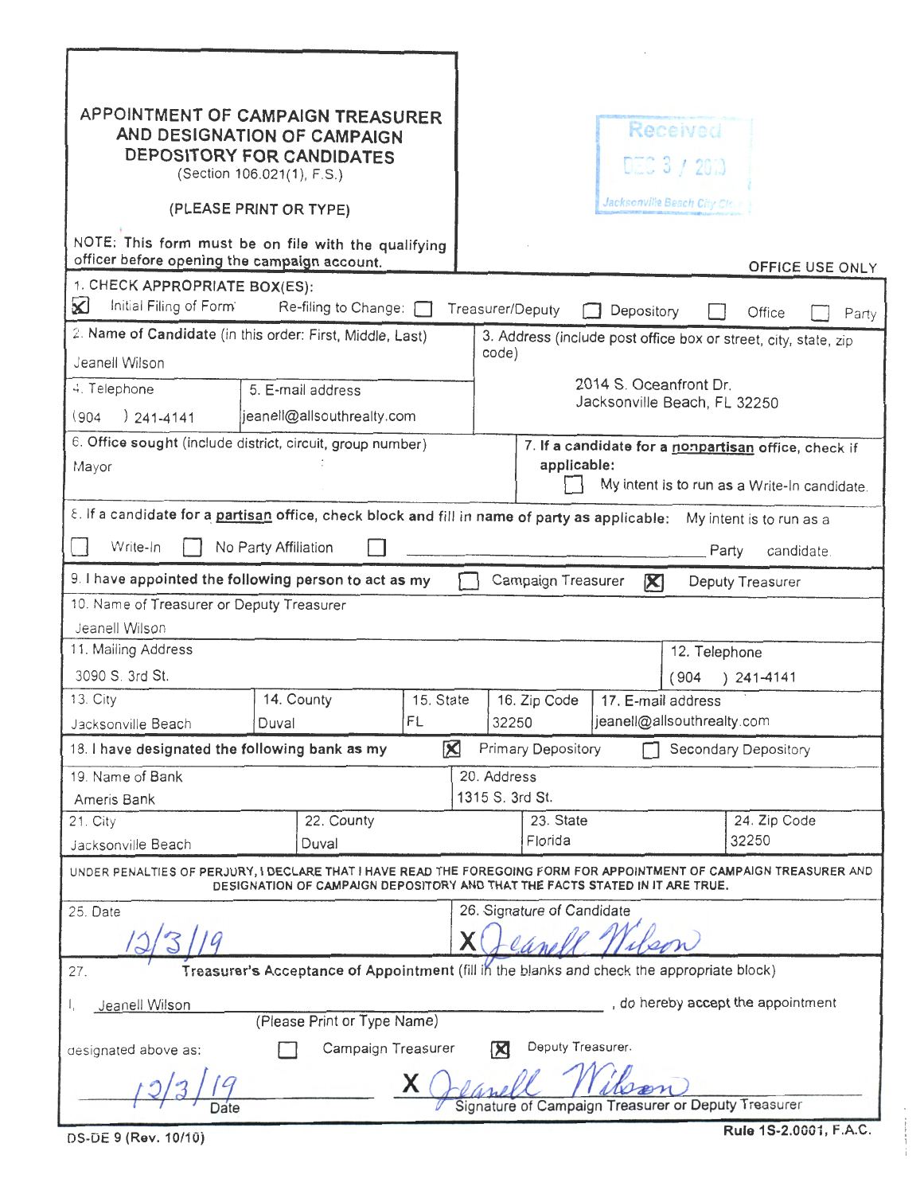# APPOINTMENT OF CAMPAIGN TREASURER AND DESIGNATION OF CAMPAIGN DEPOSITORY FOR CANDIDATES

(Section 106.021(1), F.S.)

(PLEASE PRINT OR TYPE)

NOTE: This form must be on file with the qualifying officer before opening the campaign account.

Received
DEC 3 / 2019
Jacksonville Beach City Clerk

OFFICE USE ONLY

**1. CHECK APPROPRIATE BOX(ES):**

[X] Initial Filing of Form  Re-filing to Change: [ ] Treasurer/Deputy [ ] Depository [ ] Office [ ] Party

| 2. Name of Candidate (in this order: First, Middle, Last) | | 3. Address (include post office box or street, city, state, zip code) |
|---|---|---|
| Jeanell Wilson | | 2014 S. Oceanfront Dr. Jacksonville Beach, FL 32250 |
| 4. Telephone | 5. E-mail address | |
| (904 ) 241-4141 | jeanell@allsouthrealty.com | |

| 6. Office sought (include district, circuit, group number) | 7. If a candidate for a nonpartisan office, check if applicable: |
|---|---|
| Mayor | [ ] My intent is to run as a Write-In candidate. |

8. If a candidate for a partisan office, check block and fill in name of party as applicable: My intent is to run as a

[ ] Write-In [ ] No Party Affiliation [ ] ______________________ Party candidate.

9. I have appointed the following person to act as my [ ] Campaign Treasurer [X] Deputy Treasurer

| 10. Name of Treasurer or Deputy Treasurer | | | | |
|---|---|---|---|---|
| Jeanell Wilson | | | | |
| 11. Mailing Address | | | | 12. Telephone |
| 3090 S. 3rd St. | | | | (904 ) 241-4141 |
| 13. City | 14. County | 15. State | 16. Zip Code | 17. E-mail address |
| Jacksonville Beach | Duval | FL | 32250 | jeanell@allsouthrealty.com |

18. I have designated the following bank as my [X] Primary Depository [ ] Secondary Depository

| 19. Name of Bank | | 20. Address | |
|---|---|---|---|
| Ameris Bank | | 1315 S. 3rd St. | |
| 21. City | 22. County | 23. State | 24. Zip Code |
| Jacksonville Beach | Duval | Florida | 32250 |

UNDER PENALTIES OF PERJURY, I DECLARE THAT I HAVE READ THE FOREGOING FORM FOR APPOINTMENT OF CAMPAIGN TREASURER AND DESIGNATION OF CAMPAIGN DEPOSITORY AND THAT THE FACTS STATED IN IT ARE TRUE.

| 25. Date | 26. Signature of Candidate |
|---|---|
| 12/3/19 | X Jeanell Wilson |

**27. Treasurer's Acceptance of Appointment** (fill in the blanks and check the appropriate block)

I, Jeanell Wilson, do hereby accept the appointment
(Please Print or Type Name)

designated above as: [ ] Campaign Treasurer [X] Deputy Treasurer.

12/3/19 — Date

X Jeanell Wilson — Signature of Campaign Treasurer or Deputy Treasurer

DS-DE 9 (Rev. 10/10)  Rule 1S-2.0001, F.A.C.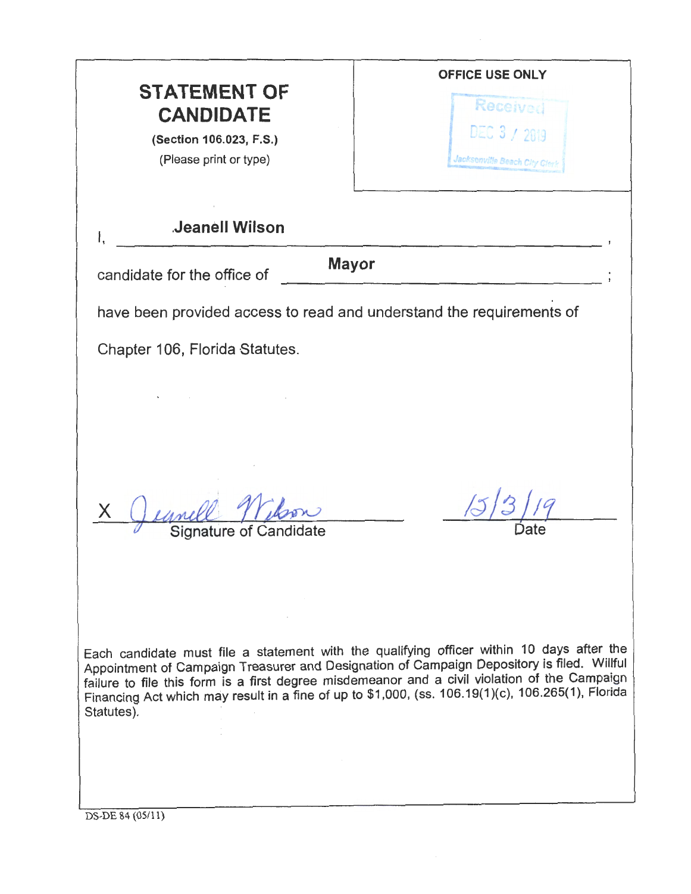# STATEMENT OF CANDIDATE

**(Section 106.023, F.S.)**

(Please print or type)

**OFFICE USE ONLY**

Received
DEC 3 / 2019
Jacksonville Beach City Clerk

I, **Jeanell Wilson**,

candidate for the office of **Mayor**;

have been provided access to read and understand the requirements of Chapter 106, Florida Statutes.

X Jeanell Wilson
Signature of Candidate

12/3/19
Date

Each candidate must file a statement with the qualifying officer within 10 days after the Appointment of Campaign Treasurer and Designation of Campaign Depository is filed. Willful failure to file this form is a first degree misdemeanor and a civil violation of the Campaign Financing Act which may result in a fine of up to $1,000, (ss. 106.19(1)(c), 106.265(1), Florida Statutes).

DS-DE 84 (05/11)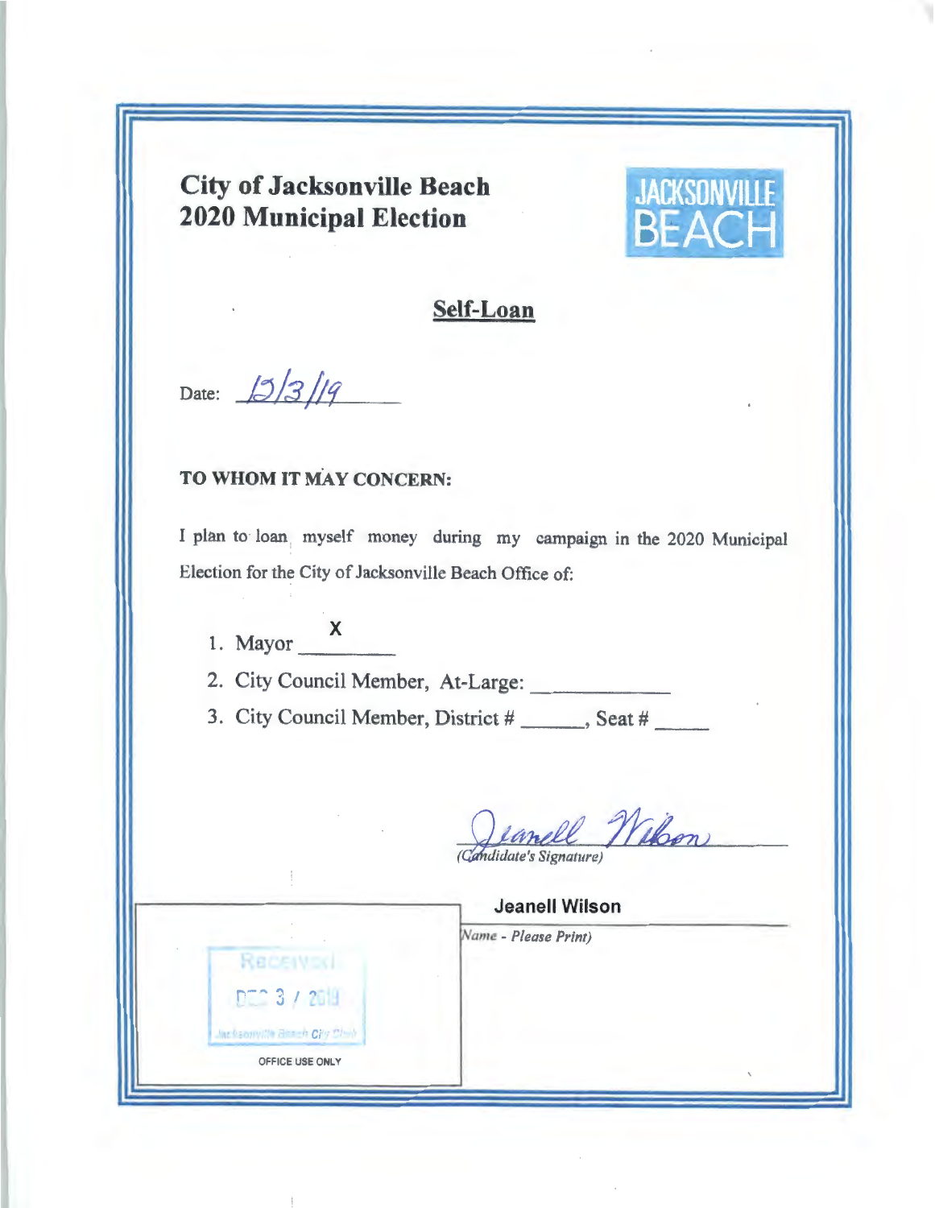# City of Jacksonville Beach
# 2020 Municipal Election

JACKSONVILLE BEACH

## Self-Loan

Date: 12/3/19

**TO WHOM IT MAY CONCERN:**

I plan to loan myself money during my campaign in the 2020 Municipal Election for the City of Jacksonville Beach Office of:

1. Mayor X
2. City Council Member, At-Large: \_\_\_\_\_\_\_\_\_\_
3. City Council Member, District # \_\_\_\_\_\_, Seat # \_\_\_\_\_

Jeanell Wilson
*(Candidate's Signature)*

**Jeanell Wilson**
*(Name - Please Print)*

Received
DEC 3 / 2019
Jacksonville Beach City Clerk

OFFICE USE ONLY